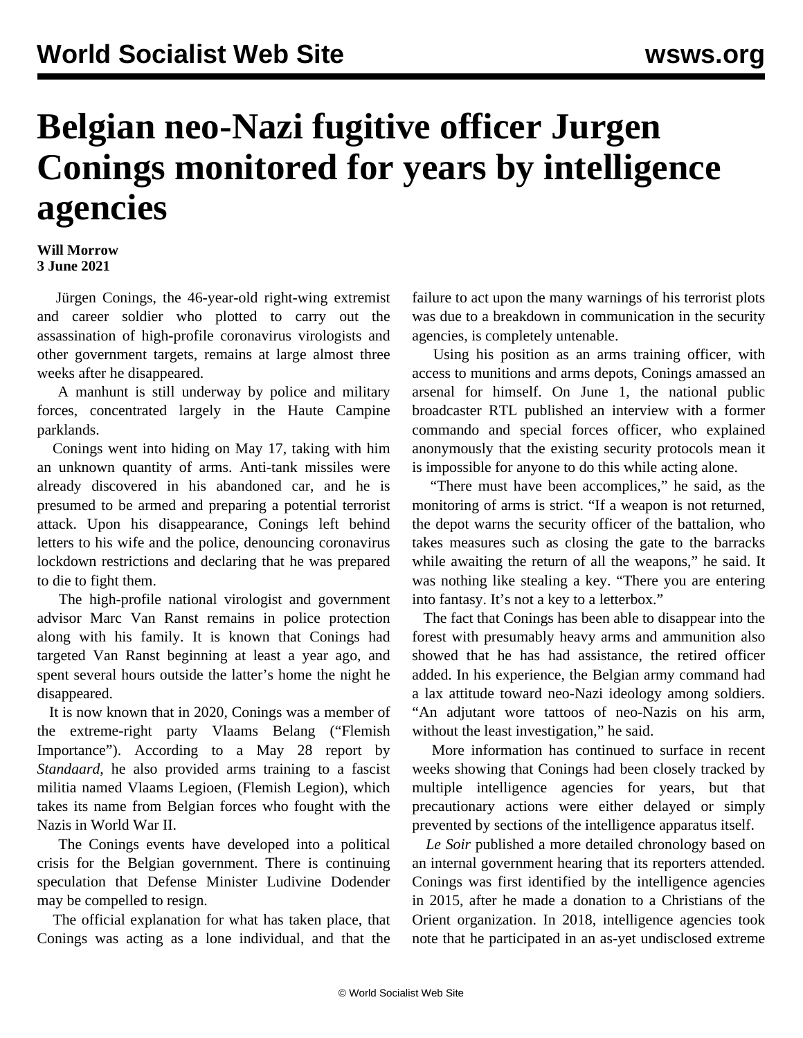# Belgian neo-Nazi fugitive officer Jurgen Conings monitored for years by intelligence agencies

**Will Morrow**
**3 June 2021**

Jürgen Conings, the 46-year-old right-wing extremist and career soldier who plotted to carry out the assassination of high-profile coronavirus virologists and other government targets, remains at large almost three weeks after he disappeared.

A manhunt is still underway by police and military forces, concentrated largely in the Haute Campine parklands.

Conings went into hiding on May 17, taking with him an unknown quantity of arms. Anti-tank missiles were already discovered in his abandoned car, and he is presumed to be armed and preparing a potential terrorist attack. Upon his disappearance, Conings left behind letters to his wife and the police, denouncing coronavirus lockdown restrictions and declaring that he was prepared to die to fight them.

The high-profile national virologist and government advisor Marc Van Ranst remains in police protection along with his family. It is known that Conings had targeted Van Ranst beginning at least a year ago, and spent several hours outside the latter's home the night he disappeared.

It is now known that in 2020, Conings was a member of the extreme-right party Vlaams Belang ("Flemish Importance"). According to a May 28 report by *Standaard*, he also provided arms training to a fascist militia named Vlaams Legioen, (Flemish Legion), which takes its name from Belgian forces who fought with the Nazis in World War II.

The Conings events have developed into a political crisis for the Belgian government. There is continuing speculation that Defense Minister Ludivine Dodender may be compelled to resign.

The official explanation for what has taken place, that Conings was acting as a lone individual, and that the failure to act upon the many warnings of his terrorist plots was due to a breakdown in communication in the security agencies, is completely untenable.

Using his position as an arms training officer, with access to munitions and arms depots, Conings amassed an arsenal for himself. On June 1, the national public broadcaster RTL published an interview with a former commando and special forces officer, who explained anonymously that the existing security protocols mean it is impossible for anyone to do this while acting alone.

"There must have been accomplices," he said, as the monitoring of arms is strict. "If a weapon is not returned, the depot warns the security officer of the battalion, who takes measures such as closing the gate to the barracks while awaiting the return of all the weapons," he said. It was nothing like stealing a key. "There you are entering into fantasy. It's not a key to a letterbox."

The fact that Conings has been able to disappear into the forest with presumably heavy arms and ammunition also showed that he has had assistance, the retired officer added. In his experience, the Belgian army command had a lax attitude toward neo-Nazi ideology among soldiers. "An adjutant wore tattoos of neo-Nazis on his arm, without the least investigation," he said.

More information has continued to surface in recent weeks showing that Conings had been closely tracked by multiple intelligence agencies for years, but that precautionary actions were either delayed or simply prevented by sections of the intelligence apparatus itself.

*Le Soir* published a more detailed chronology based on an internal government hearing that its reporters attended. Conings was first identified by the intelligence agencies in 2015, after he made a donation to a Christians of the Orient organization. In 2018, intelligence agencies took note that he participated in an as-yet undisclosed extreme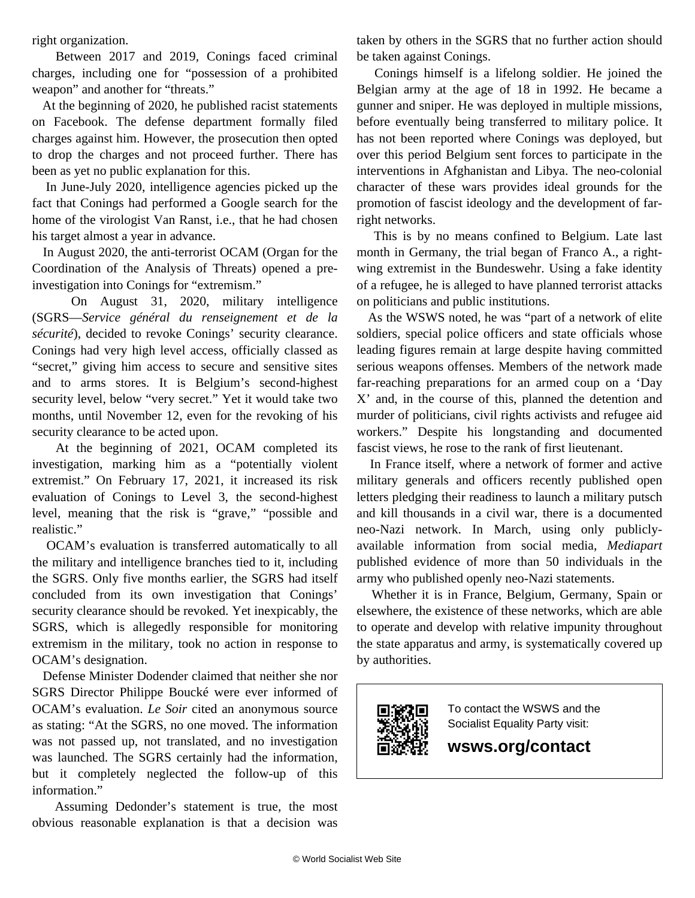right organization.

Between 2017 and 2019, Conings faced criminal charges, including one for "possession of a prohibited weapon" and another for "threats."

At the beginning of 2020, he published racist statements on Facebook. The defense department formally filed charges against him. However, the prosecution then opted to drop the charges and not proceed further. There has been as yet no public explanation for this.

In June-July 2020, intelligence agencies picked up the fact that Conings had performed a Google search for the home of the virologist Van Ranst, i.e., that he had chosen his target almost a year in advance.

In August 2020, the anti-terrorist OCAM (Organ for the Coordination of the Analysis of Threats) opened a pre-investigation into Conings for "extremism."

On August 31, 2020, military intelligence (SGRS—*Service général du renseignement et de la sécurité*), decided to revoke Conings' security clearance. Conings had very high level access, officially classed as "secret," giving him access to secure and sensitive sites and to arms stores. It is Belgium's second-highest security level, below "very secret." Yet it would take two months, until November 12, even for the revoking of his security clearance to be acted upon.

At the beginning of 2021, OCAM completed its investigation, marking him as a "potentially violent extremist." On February 17, 2021, it increased its risk evaluation of Conings to Level 3, the second-highest level, meaning that the risk is "grave," "possible and realistic."

OCAM's evaluation is transferred automatically to all the military and intelligence branches tied to it, including the SGRS. Only five months earlier, the SGRS had itself concluded from its own investigation that Conings' security clearance should be revoked. Yet inexpicably, the SGRS, which is allegedly responsible for monitoring extremism in the military, took no action in response to OCAM's designation.

Defense Minister Dodender claimed that neither she nor SGRS Director Philippe Boucké were ever informed of OCAM's evaluation. *Le Soir* cited an anonymous source as stating: "At the SGRS, no one moved. The information was not passed up, not translated, and no investigation was launched. The SGRS certainly had the information, but it completely neglected the follow-up of this information."

Assuming Dedonder's statement is true, the most obvious reasonable explanation is that a decision was taken by others in the SGRS that no further action should be taken against Conings.

Conings himself is a lifelong soldier. He joined the Belgian army at the age of 18 in 1992. He became a gunner and sniper. He was deployed in multiple missions, before eventually being transferred to military police. It has not been reported where Conings was deployed, but over this period Belgium sent forces to participate in the interventions in Afghanistan and Libya. The neo-colonial character of these wars provides ideal grounds for the promotion of fascist ideology and the development of far-right networks.

This is by no means confined to Belgium. Late last month in Germany, the trial began of Franco A., a right-wing extremist in the Bundeswehr. Using a fake identity of a refugee, he is alleged to have planned terrorist attacks on politicians and public institutions.

As the WSWS noted, he was "part of a network of elite soldiers, special police officers and state officials whose leading figures remain at large despite having committed serious weapons offenses. Members of the network made far-reaching preparations for an armed coup on a 'Day X' and, in the course of this, planned the detention and murder of politicians, civil rights activists and refugee aid workers." Despite his longstanding and documented fascist views, he rose to the rank of first lieutenant.

In France itself, where a network of former and active military generals and officers recently published open letters pledging their readiness to launch a military putsch and kill thousands in a civil war, there is a documented neo-Nazi network. In March, using only publicly-available information from social media, *Mediapart* published evidence of more than 50 individuals in the army who published openly neo-Nazi statements.

Whether it is in France, Belgium, Germany, Spain or elsewhere, the existence of these networks, which are able to operate and develop with relative impunity throughout the state apparatus and army, is systematically covered up by authorities.

To contact the WSWS and the Socialist Equality Party visit:

**wsws.org/contact**